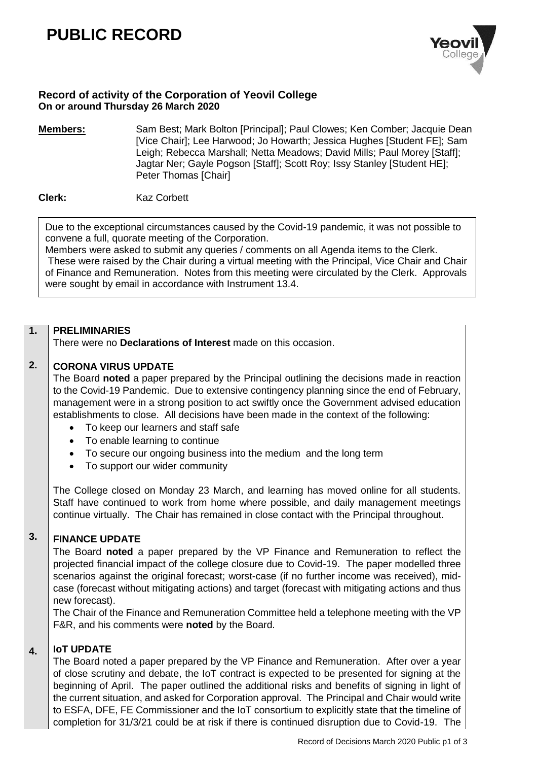# PUBLIC RECORD

## Record of activity of the Corporation of Yeovil College
**On or around Thursday 26 March 2020**

**Members:** Sam Best; Mark Bolton [Principal]; Paul Clowes; Ken Comber; Jacquie Dean [Vice Chair]; Lee Harwood; Jo Howarth; Jessica Hughes [Student FE]; Sam Leigh; Rebecca Marshall; Netta Meadows; David Mills; Paul Morey [Staff]; Jagtar Ner; Gayle Pogson [Staff]; Scott Roy; Issy Stanley [Student HE]; Peter Thomas [Chair]

**Clerk:** Kaz Corbett

Due to the exceptional circumstances caused by the Covid-19 pandemic, it was not possible to convene a full, quorate meeting of the Corporation.
Members were asked to submit any queries / comments on all Agenda items to the Clerk. These were raised by the Chair during a virtual meeting with the Principal, Vice Chair and Chair of Finance and Remuneration. Notes from this meeting were circulated by the Clerk. Approvals were sought by email in accordance with Instrument 13.4.

**1. PRELIMINARIES**

There were no **Declarations of Interest** made on this occasion.

**2. CORONA VIRUS UPDATE**

The Board **noted** a paper prepared by the Principal outlining the decisions made in reaction to the Covid-19 Pandemic. Due to extensive contingency planning since the end of February, management were in a strong position to act swiftly once the Government advised education establishments to close. All decisions have been made in the context of the following:

- To keep our learners and staff safe
- To enable learning to continue
- To secure our ongoing business into the medium and the long term
- To support our wider community

The College closed on Monday 23 March, and learning has moved online for all students. Staff have continued to work from home where possible, and daily management meetings continue virtually. The Chair has remained in close contact with the Principal throughout.

**3. FINANCE UPDATE**

The Board **noted** a paper prepared by the VP Finance and Remuneration to reflect the projected financial impact of the college closure due to Covid-19. The paper modelled three scenarios against the original forecast; worst-case (if no further income was received), mid-case (forecast without mitigating actions) and target (forecast with mitigating actions and thus new forecast).

The Chair of the Finance and Remuneration Committee held a telephone meeting with the VP F&R, and his comments were **noted** by the Board.

**4. IoT UPDATE**

The Board noted a paper prepared by the VP Finance and Remuneration. After over a year of close scrutiny and debate, the IoT contract is expected to be presented for signing at the beginning of April. The paper outlined the additional risks and benefits of signing in light of the current situation, and asked for Corporation approval. The Principal and Chair would write to ESFA, DFE, FE Commissioner and the IoT consortium to explicitly state that the timeline of completion for 31/3/21 could be at risk if there is continued disruption due to Covid-19. The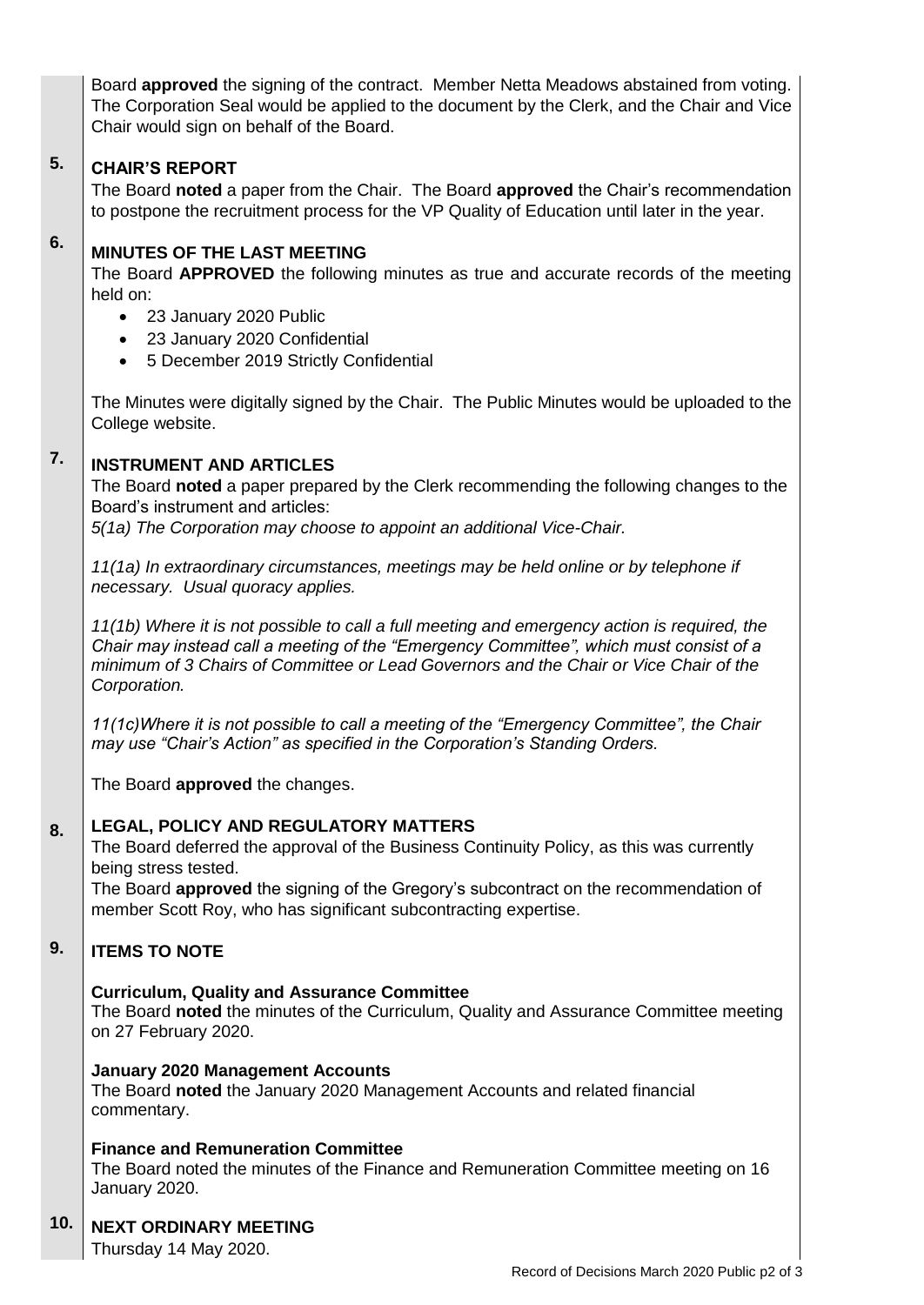Board **approved** the signing of the contract. Member Netta Meadows abstained from voting. The Corporation Seal would be applied to the document by the Clerk, and the Chair and Vice Chair would sign on behalf of the Board.

## 5. CHAIR'S REPORT

The Board **noted** a paper from the Chair. The Board **approved** the Chair's recommendation to postpone the recruitment process for the VP Quality of Education until later in the year.

## 6. MINUTES OF THE LAST MEETING

The Board **APPROVED** the following minutes as true and accurate records of the meeting held on:

- 23 January 2020 Public
- 23 January 2020 Confidential
- 5 December 2019 Strictly Confidential

The Minutes were digitally signed by the Chair. The Public Minutes would be uploaded to the College website.

## 7. INSTRUMENT AND ARTICLES

The Board **noted** a paper prepared by the Clerk recommending the following changes to the Board's instrument and articles:

*5(1a) The Corporation may choose to appoint an additional Vice-Chair.*

*11(1a) In extraordinary circumstances, meetings may be held online or by telephone if necessary. Usual quoracy applies.*

*11(1b) Where it is not possible to call a full meeting and emergency action is required, the Chair may instead call a meeting of the "Emergency Committee", which must consist of a minimum of 3 Chairs of Committee or Lead Governors and the Chair or Vice Chair of the Corporation.*

*11(1c)Where it is not possible to call a meeting of the "Emergency Committee", the Chair may use "Chair's Action" as specified in the Corporation's Standing Orders.*

The Board **approved** the changes.

## 8. LEGAL, POLICY AND REGULATORY MATTERS

The Board deferred the approval of the Business Continuity Policy, as this was currently being stress tested.

The Board **approved** the signing of the Gregory's subcontract on the recommendation of member Scott Roy, who has significant subcontracting expertise.

## 9. ITEMS TO NOTE

**Curriculum, Quality and Assurance Committee**

The Board **noted** the minutes of the Curriculum, Quality and Assurance Committee meeting on 27 February 2020.

**January 2020 Management Accounts**

The Board **noted** the January 2020 Management Accounts and related financial commentary.

**Finance and Remuneration Committee**

The Board noted the minutes of the Finance and Remuneration Committee meeting on 16 January 2020.

## 10. NEXT ORDINARY MEETING

Thursday 14 May 2020.